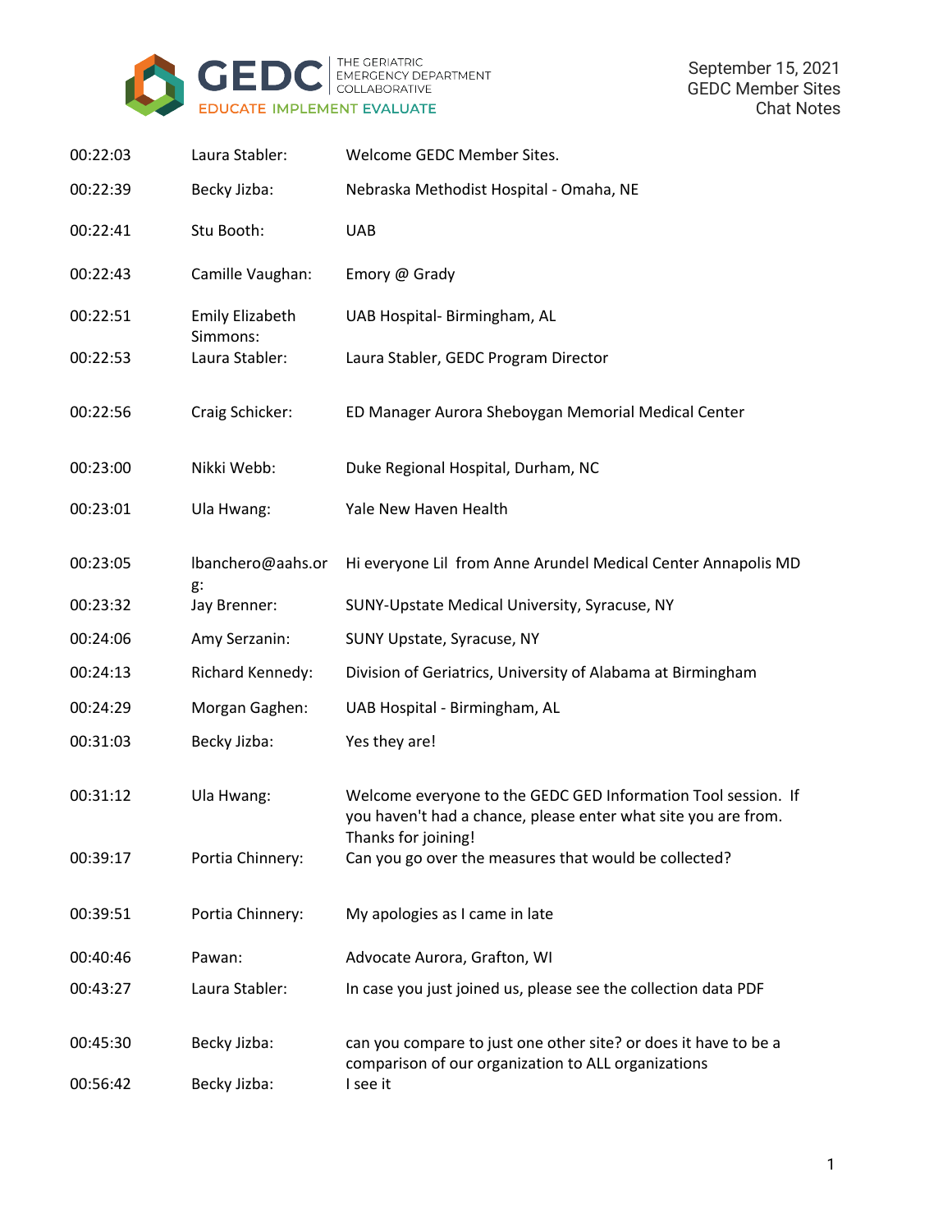GEDC THE GERIATRIC EMERGENCY DEPARTMENT COLLABORATIVE
EDUCATE IMPLEMENT EVALUATE

September 15, 2021
GEDC Member Sites
Chat Notes

| | | |
|---|---|---|
| 00:22:03 | Laura Stabler: | Welcome GEDC Member Sites. |
| 00:22:39 | Becky Jizba: | Nebraska Methodist Hospital - Omaha, NE |
| 00:22:41 | Stu Booth: | UAB |
| 00:22:43 | Camille Vaughan: | Emory @ Grady |
| 00:22:51 | Emily Elizabeth Simmons: | UAB Hospital- Birmingham, AL |
| 00:22:53 | Laura Stabler: | Laura Stabler, GEDC Program Director |
| 00:22:56 | Craig Schicker: | ED Manager Aurora Sheboygan Memorial Medical Center |
| 00:23:00 | Nikki Webb: | Duke Regional Hospital, Durham, NC |
| 00:23:01 | Ula Hwang: | Yale New Haven Health |
| 00:23:05 | lbanchero@aahs.org: | Hi everyone Lil from Anne Arundel Medical Center Annapolis MD |
| 00:23:32 | Jay Brenner: | SUNY-Upstate Medical University, Syracuse, NY |
| 00:24:06 | Amy Serzanin: | SUNY Upstate, Syracuse, NY |
| 00:24:13 | Richard Kennedy: | Division of Geriatrics, University of Alabama at Birmingham |
| 00:24:29 | Morgan Gaghen: | UAB Hospital - Birmingham, AL |
| 00:31:03 | Becky Jizba: | Yes they are! |
| 00:31:12 | Ula Hwang: | Welcome everyone to the GEDC GED Information Tool session. If you haven't had a chance, please enter what site you are from. Thanks for joining! |
| 00:39:17 | Portia Chinnery: | Can you go over the measures that would be collected? |
| 00:39:51 | Portia Chinnery: | My apologies as I came in late |
| 00:40:46 | Pawan: | Advocate Aurora, Grafton, WI |
| 00:43:27 | Laura Stabler: | In case you just joined us, please see the collection data PDF |
| 00:45:30 | Becky Jizba: | can you compare to just one other site? or does it have to be a comparison of our organization to ALL organizations |
| 00:56:42 | Becky Jizba: | I see it |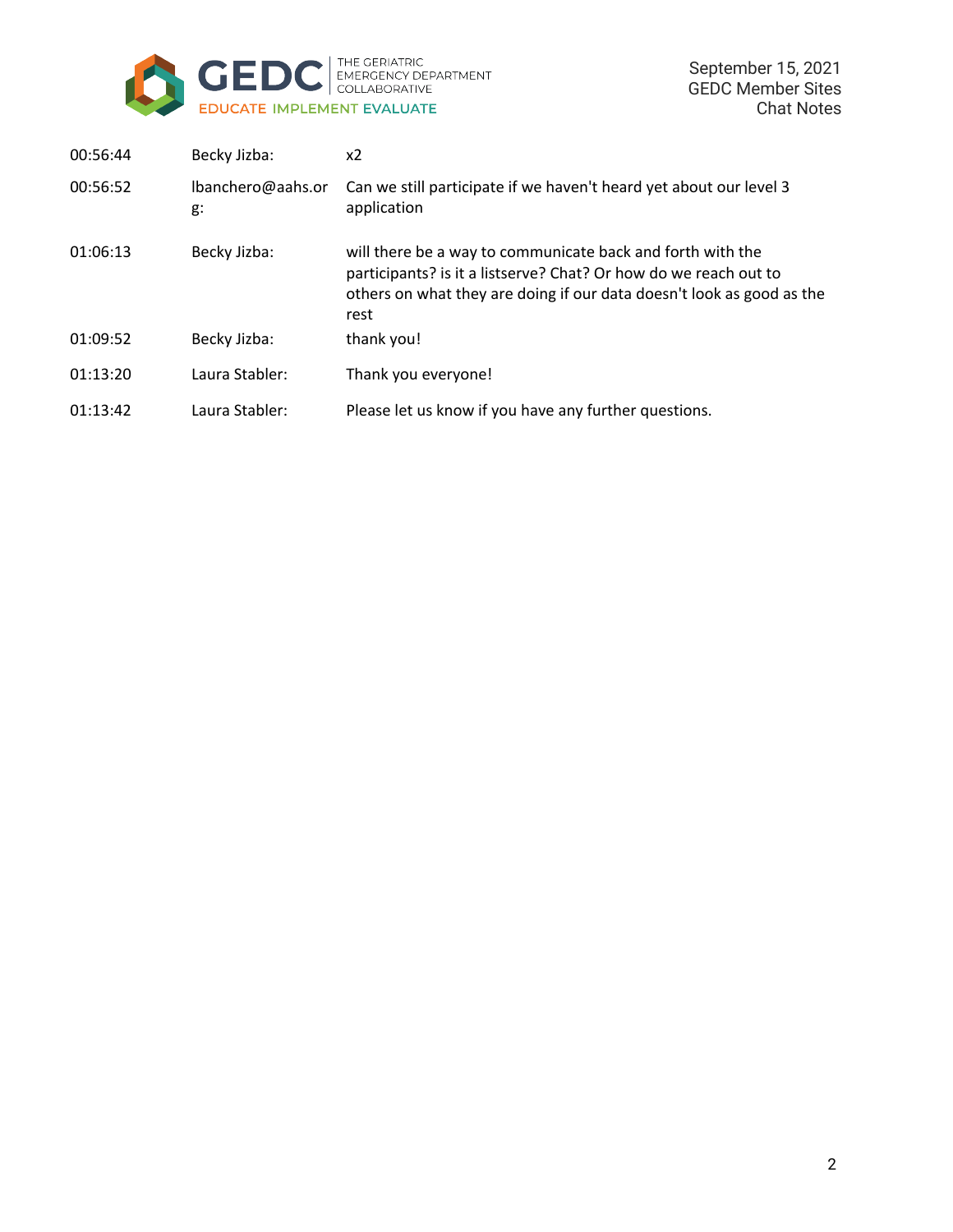| | | |
|---|---|---|
| 00:56:44 | Becky Jizba: | x2 |
| 00:56:52 | lbanchero@aahs.org: | Can we still participate if we haven't heard yet about our level 3 application |
| 01:06:13 | Becky Jizba: | will there be a way to communicate back and forth with the participants? is it a listserve? Chat? Or how do we reach out to others on what they are doing if our data doesn't look as good as the rest |
| 01:09:52 | Becky Jizba: | thank you! |
| 01:13:20 | Laura Stabler: | Thank you everyone! |
| 01:13:42 | Laura Stabler: | Please let us know if you have any further questions. |